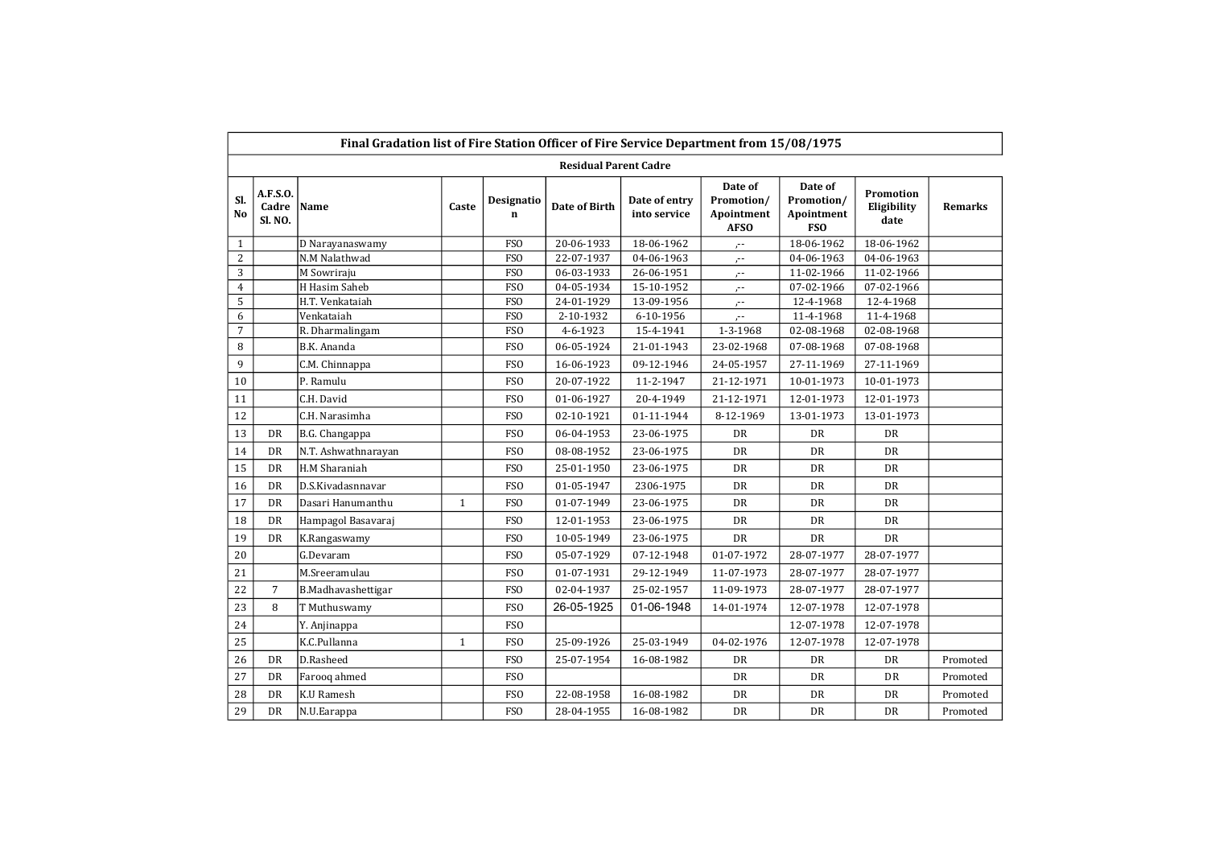## Final Gradation list of Fire Station Officer of Fire Service Department from 15/08/1975

### Residual Parent Cadre

| Sl. No | A.F.S.O. Cadre Sl. NO. | Name | Caste | Designation | Date of Birth | Date of entry into service | Date of Promotion/ Apointment AFSO | Date of Promotion/ Apointment FSO | Promotion Eligibility date | Remarks |
|---|---|---|---|---|---|---|---|---|---|---|
| 1 | | D Narayanaswamy | | FSO | 20-06-1933 | 18-06-1962 | ,-- | 18-06-1962 | 18-06-1962 | |
| 2 | | N.M Nalathwad | | FSO | 22-07-1937 | 04-06-1963 | ,-- | 04-06-1963 | 04-06-1963 | |
| 3 | | M Sowriraju | | FSO | 06-03-1933 | 26-06-1951 | ,-- | 11-02-1966 | 11-02-1966 | |
| 4 | | H Hasim Saheb | | FSO | 04-05-1934 | 15-10-1952 | ,-- | 07-02-1966 | 07-02-1966 | |
| 5 | | H.T. Venkataiah | | FSO | 24-01-1929 | 13-09-1956 | ,-- | 12-4-1968 | 12-4-1968 | |
| 6 | | Venkataiah | | FSO | 2-10-1932 | 6-10-1956 | ,-- | 11-4-1968 | 11-4-1968 | |
| 7 | | R. Dharmalingam | | FSO | 4-6-1923 | 15-4-1941 | 1-3-1968 | 02-08-1968 | 02-08-1968 | |
| 8 | | B.K. Ananda | | FSO | 06-05-1924 | 21-01-1943 | 23-02-1968 | 07-08-1968 | 07-08-1968 | |
| 9 | | C.M. Chinnappa | | FSO | 16-06-1923 | 09-12-1946 | 24-05-1957 | 27-11-1969 | 27-11-1969 | |
| 10 | | P. Ramulu | | FSO | 20-07-1922 | 11-2-1947 | 21-12-1971 | 10-01-1973 | 10-01-1973 | |
| 11 | | C.H. David | | FSO | 01-06-1927 | 20-4-1949 | 21-12-1971 | 12-01-1973 | 12-01-1973 | |
| 12 | | C.H. Narasimha | | FSO | 02-10-1921 | 01-11-1944 | 8-12-1969 | 13-01-1973 | 13-01-1973 | |
| 13 | DR | B.G. Changappa | | FSO | 06-04-1953 | 23-06-1975 | DR | DR | DR | |
| 14 | DR | N.T. Ashwathnarayan | | FSO | 08-08-1952 | 23-06-1975 | DR | DR | DR | |
| 15 | DR | H.M Sharaniah | | FSO | 25-01-1950 | 23-06-1975 | DR | DR | DR | |
| 16 | DR | D.S.Kivadasnnavar | | FSO | 01-05-1947 | 2306-1975 | DR | DR | DR | |
| 17 | DR | Dasari Hanumanthu | 1 | FSO | 01-07-1949 | 23-06-1975 | DR | DR | DR | |
| 18 | DR | Hampagol Basavaraj | | FSO | 12-01-1953 | 23-06-1975 | DR | DR | DR | |
| 19 | DR | K.Rangaswamy | | FSO | 10-05-1949 | 23-06-1975 | DR | DR | DR | |
| 20 | | G.Devaram | | FSO | 05-07-1929 | 07-12-1948 | 01-07-1972 | 28-07-1977 | 28-07-1977 | |
| 21 | | M.Sreeramulau | | FSO | 01-07-1931 | 29-12-1949 | 11-07-1973 | 28-07-1977 | 28-07-1977 | |
| 22 | 7 | B.Madhavashettigar | | FSO | 02-04-1937 | 25-02-1957 | 11-09-1973 | 28-07-1977 | 28-07-1977 | |
| 23 | 8 | T Muthuswamy | | FSO | 26-05-1925 | 01-06-1948 | 14-01-1974 | 12-07-1978 | 12-07-1978 | |
| 24 | | Y. Anjinappa | | FSO | | | | 12-07-1978 | 12-07-1978 | |
| 25 | | K.C.Pullanna | 1 | FSO | 25-09-1926 | 25-03-1949 | 04-02-1976 | 12-07-1978 | 12-07-1978 | |
| 26 | DR | D.Rasheed | | FSO | 25-07-1954 | 16-08-1982 | DR | DR | DR | Promoted |
| 27 | DR | Farooq ahmed | | FSO | | | DR | DR | DR | Promoted |
| 28 | DR | K.U Ramesh | | FSO | 22-08-1958 | 16-08-1982 | DR | DR | DR | Promoted |
| 29 | DR | N.U.Earappa | | FSO | 28-04-1955 | 16-08-1982 | DR | DR | DR | Promoted |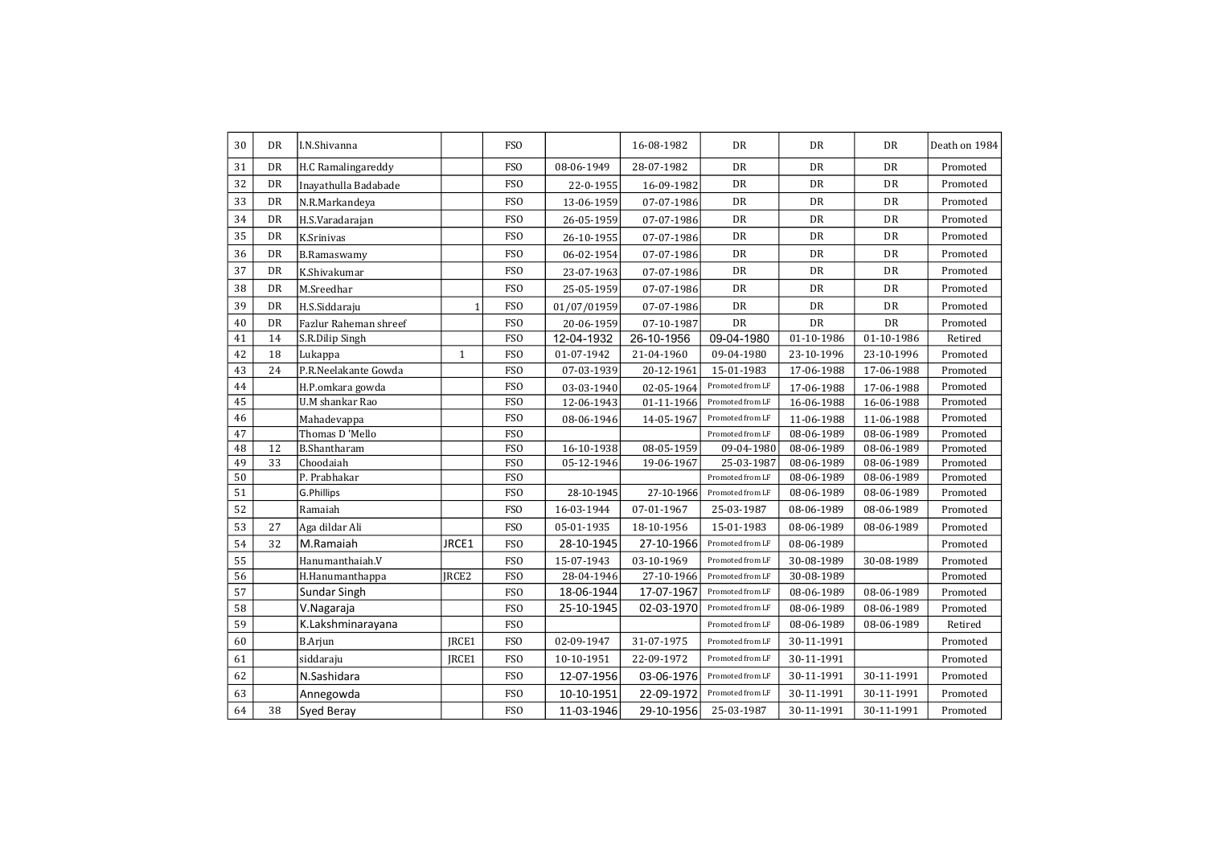| 30 | DR | I.N.Shivanna | | FSO | | 16-08-1982 | DR | DR | DR | Death on 1984 |
|---|---|---|---|---|---|---|---|---|---|---|
| 31 | DR | H.C Ramalingareddy | | FSO | 08-06-1949 | 28-07-1982 | DR | DR | DR | Promoted |
| 32 | DR | Inayathulla Badabade | | FSO | 22-0-1955 | 16-09-1982 | DR | DR | DR | Promoted |
| 33 | DR | N.R.Markandeya | | FSO | 13-06-1959 | 07-07-1986 | DR | DR | DR | Promoted |
| 34 | DR | H.S.Varadarajan | | FSO | 26-05-1959 | 07-07-1986 | DR | DR | DR | Promoted |
| 35 | DR | K.Srinivas | | FSO | 26-10-1955 | 07-07-1986 | DR | DR | DR | Promoted |
| 36 | DR | B.Ramaswamy | | FSO | 06-02-1954 | 07-07-1986 | DR | DR | DR | Promoted |
| 37 | DR | K.Shivakumar | | FSO | 23-07-1963 | 07-07-1986 | DR | DR | DR | Promoted |
| 38 | DR | M.Sreedhar | | FSO | 25-05-1959 | 07-07-1986 | DR | DR | DR | Promoted |
| 39 | DR | H.S.Siddaraju | 1 | FSO | 01/07/01959 | 07-07-1986 | DR | DR | DR | Promoted |
| 40 | DR | Fazlur Raheman shreef | | FSO | 20-06-1959 | 07-10-1987 | DR | DR | DR | Promoted |
| 41 | 14 | S.R.Dilip Singh | | FSO | 12-04-1932 | 26-10-1956 | 09-04-1980 | 01-10-1986 | 01-10-1986 | Retired |
| 42 | 18 | Lukappa | 1 | FSO | 01-07-1942 | 21-04-1960 | 09-04-1980 | 23-10-1996 | 23-10-1996 | Promoted |
| 43 | 24 | P.R.Neelakante Gowda | | FSO | 07-03-1939 | 20-12-1961 | 15-01-1983 | 17-06-1988 | 17-06-1988 | Promoted |
| 44 | | H.P.omkara gowda | | FSO | 03-03-1940 | 02-05-1964 | Promoted from LF | 17-06-1988 | 17-06-1988 | Promoted |
| 45 | | U.M shankar Rao | | FSO | 12-06-1943 | 01-11-1966 | Promoted from LF | 16-06-1988 | 16-06-1988 | Promoted |
| 46 | | Mahadevappa | | FSO | 08-06-1946 | 14-05-1967 | Promoted from LF | 11-06-1988 | 11-06-1988 | Promoted |
| 47 | | Thomas D 'Mello | | FSO | | | Promoted from LF | 08-06-1989 | 08-06-1989 | Promoted |
| 48 | 12 | B.Shantharam | | FSO | 16-10-1938 | 08-05-1959 | 09-04-1980 | 08-06-1989 | 08-06-1989 | Promoted |
| 49 | 33 | Choodaiah | | FSO | 05-12-1946 | 19-06-1967 | 25-03-1987 | 08-06-1989 | 08-06-1989 | Promoted |
| 50 | | P. Prabhakar | | FSO | | | Promoted from LF | 08-06-1989 | 08-06-1989 | Promoted |
| 51 | | G.Phillips | | FSO | 28-10-1945 | 27-10-1966 | Promoted from LF | 08-06-1989 | 08-06-1989 | Promoted |
| 52 | | Ramaiah | | FSO | 16-03-1944 | 07-01-1967 | 25-03-1987 | 08-06-1989 | 08-06-1989 | Promoted |
| 53 | 27 | Aga dildar Ali | | FSO | 05-01-1935 | 18-10-1956 | 15-01-1983 | 08-06-1989 | 08-06-1989 | Promoted |
| 54 | 32 | M.Ramaiah | JRCE1 | FSO | 28-10-1945 | 27-10-1966 | Promoted from LF | 08-06-1989 | | Promoted |
| 55 | | Hanumanthaiah.V | | FSO | 15-07-1943 | 03-10-1969 | Promoted from LF | 30-08-1989 | 30-08-1989 | Promoted |
| 56 | | H.Hanumanthappa | JRCE2 | FSO | 28-04-1946 | 27-10-1966 | Promoted from LF | 30-08-1989 | | Promoted |
| 57 | | Sundar Singh | | FSO | 18-06-1944 | 17-07-1967 | Promoted from LF | 08-06-1989 | 08-06-1989 | Promoted |
| 58 | | V.Nagaraja | | FSO | 25-10-1945 | 02-03-1970 | Promoted from LF | 08-06-1989 | 08-06-1989 | Promoted |
| 59 | | K.Lakshminarayana | | FSO | | | Promoted from LF | 08-06-1989 | 08-06-1989 | Retired |
| 60 | | B.Arjun | JRCE1 | FSO | 02-09-1947 | 31-07-1975 | Promoted from LF | 30-11-1991 | | Promoted |
| 61 | | siddaraju | JRCE1 | FSO | 10-10-1951 | 22-09-1972 | Promoted from LF | 30-11-1991 | | Promoted |
| 62 | | N.Sashidara | | FSO | 12-07-1956 | 03-06-1976 | Promoted from LF | 30-11-1991 | 30-11-1991 | Promoted |
| 63 | | Annegowda | | FSO | 10-10-1951 | 22-09-1972 | Promoted from LF | 30-11-1991 | 30-11-1991 | Promoted |
| 64 | 38 | Syed Beray | | FSO | 11-03-1946 | 29-10-1956 | 25-03-1987 | 30-11-1991 | 30-11-1991 | Promoted |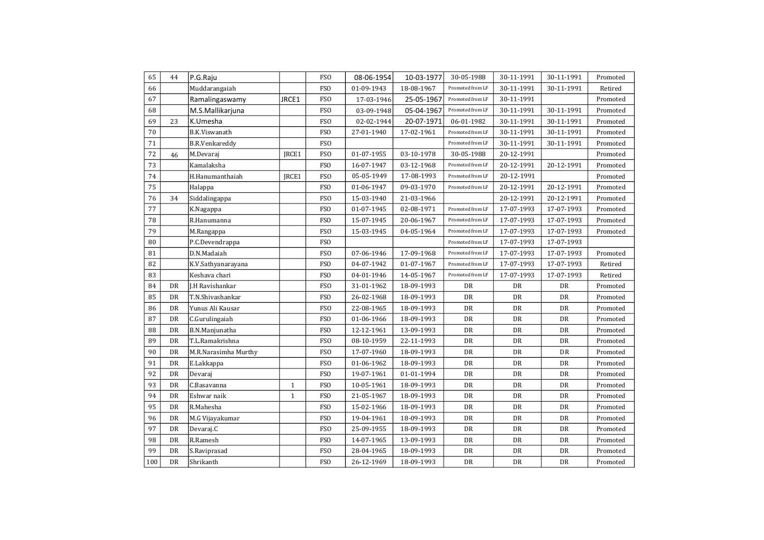| | | | | | | | | | | |
|---|---|---|---|---|---|---|---|---|---|---|
| 65 | 44 | P.G.Raju | | FSO | 08-06-1954 | 10-03-1977 | 30-05-1988 | 30-11-1991 | 30-11-1991 | Promoted |
| 66 | | Muddarangaiah | | FSO | 01-09-1943 | 18-08-1967 | Promoted from LF | 30-11-1991 | 30-11-1991 | Retired |
| 67 | | Ramalingaswamy | JRCE1 | FSO | 17-03-1946 | 25-05-1967 | Promoted from LF | 30-11-1991 | | Promoted |
| 68 | | M.S.Mallikarjuna | | FSO | 03-09-1948 | 05-04-1967 | Promoted from LF | 30-11-1991 | 30-11-1991 | Promoted |
| 69 | 23 | K.Umesha | | FSO | 02-02-1944 | 20-07-1971 | 06-01-1982 | 30-11-1991 | 30-11-1991 | Promoted |
| 70 | | B.K.Viswanath | | FSO | 27-01-1940 | 17-02-1961 | Promoted from LF | 30-11-1991 | 30-11-1991 | Promoted |
| 71 | | B.R.Venkareddy | | FSO | | | Promoted from LF | 30-11-1991 | 30-11-1991 | Promoted |
| 72 | 46 | M.Devaraj | JRCE1 | FSO | 01-07-1955 | 03-10-1978 | 30-05-1988 | 20-12-1991 | | Promoted |
| 73 | | Kamalaksha | | FSO | 16-07-1947 | 03-12-1968 | Promoted from LF | 20-12-1991 | 20-12-1991 | Promoted |
| 74 | | H.Hanumanthaiah | JRCE1 | FSO | 05-05-1949 | 17-08-1993 | Promoted from LF | 20-12-1991 | | Promoted |
| 75 | | Halappa | | FSO | 01-06-1947 | 09-03-1970 | Promoted from LF | 20-12-1991 | 20-12-1991 | Promoted |
| 76 | 34 | Siddalingappa | | FSO | 15-03-1940 | 21-03-1966 | | 20-12-1991 | 20-12-1991 | Promoted |
| 77 | | K.Nagappa | | FSO | 01-07-1945 | 02-08-1971 | Promoted from LF | 17-07-1993 | 17-07-1993 | Promoted |
| 78 | | R.Hanumanna | | FSO | 15-07-1945 | 20-06-1967 | Promoted from LF | 17-07-1993 | 17-07-1993 | Promoted |
| 79 | | M.Rangappa | | FSO | 15-03-1945 | 04-05-1964 | Promoted from LF | 17-07-1993 | 17-07-1993 | Promoted |
| 80 | | P.C.Devendrappa | | FSO | | | Promoted from LF | 17-07-1993 | 17-07-1993 | |
| 81 | | D.N.Madaiah | | FSO | 07-06-1946 | 17-09-1968 | Promoted from LF | 17-07-1993 | 17-07-1993 | Promoted |
| 82 | | K.V.Sathyanarayana | | FSO | 04-07-1942 | 01-07-1967 | Promoted from LF | 17-07-1993 | 17-07-1993 | Retired |
| 83 | | Keshava chari | | FSO | 04-01-1946 | 14-05-1967 | Promoted from LF | 17-07-1993 | 17-07-1993 | Retired |
| 84 | DR | J.H Ravishankar | | FSO | 31-01-1962 | 18-09-1993 | DR | DR | DR | Promoted |
| 85 | DR | T.N.Shivashankar | | FSO | 26-02-1968 | 18-09-1993 | DR | DR | DR | Promoted |
| 86 | DR | Yunus Ali Kausar | | FSO | 22-08-1965 | 18-09-1993 | DR | DR | DR | Promoted |
| 87 | DR | C.Gurulingaiah | | FSO | 01-06-1966 | 18-09-1993 | DR | DR | DR | Promoted |
| 88 | DR | B.N.Manjunatha | | FSO | 12-12-1961 | 13-09-1993 | DR | DR | DR | Promoted |
| 89 | DR | T.L.Ramakrishna | | FSO | 08-10-1959 | 22-11-1993 | DR | DR | DR | Promoted |
| 90 | DR | M.R.Narasimha Murthy | | FSO | 17-07-1960 | 18-09-1993 | DR | DR | DR | Promoted |
| 91 | DR | E.Lakkappa | | FSO | 01-06-1962 | 18-09-1993 | DR | DR | DR | Promoted |
| 92 | DR | Devaraj | | FSO | 19-07-1961 | 01-01-1994 | DR | DR | DR | Promoted |
| 93 | DR | C.Basavanna | 1 | FSO | 10-05-1961 | 18-09-1993 | DR | DR | DR | Promoted |
| 94 | DR | Eshwar naik | 1 | FSO | 21-05-1967 | 18-09-1993 | DR | DR | DR | Promoted |
| 95 | DR | R.Mahesha | | FSO | 15-02-1966 | 18-09-1993 | DR | DR | DR | Promoted |
| 96 | DR | M.G Vijayakumar | | FSO | 19-04-1961 | 18-09-1993 | DR | DR | DR | Promoted |
| 97 | DR | Devaraj.C | | FSO | 25-09-1955 | 18-09-1993 | DR | DR | DR | Promoted |
| 98 | DR | R.Ramesh | | FSO | 14-07-1965 | 13-09-1993 | DR | DR | DR | Promoted |
| 99 | DR | S.Raviprasad | | FSO | 28-04-1965 | 18-09-1993 | DR | DR | DR | Promoted |
| 100 | DR | Shrikanth | | FSO | 26-12-1969 | 18-09-1993 | DR | DR | DR | Promoted |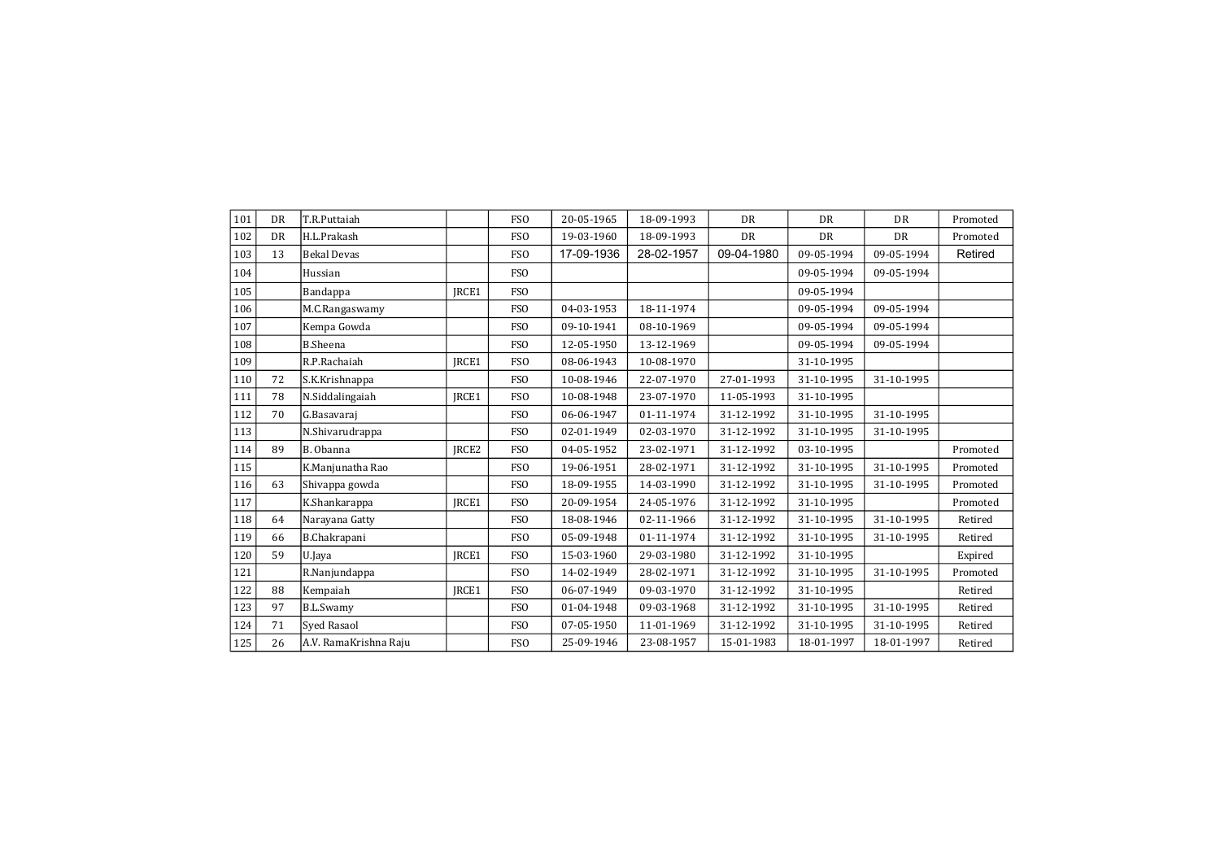| | | | | | | | | | | |
|---|---|---|---|---|---|---|---|---|---|---|
| 101 | DR | T.R.Puttaiah | | FSO | 20-05-1965 | 18-09-1993 | DR | DR | DR | Promoted |
| 102 | DR | H.L.Prakash | | FSO | 19-03-1960 | 18-09-1993 | DR | DR | DR | Promoted |
| 103 | 13 | Bekal Devas | | FSO | 17-09-1936 | 28-02-1957 | 09-04-1980 | 09-05-1994 | 09-05-1994 | Retired |
| 104 | | Hussian | | FSO | | | | 09-05-1994 | 09-05-1994 | |
| 105 | | Bandappa | JRCE1 | FSO | | | | 09-05-1994 | | |
| 106 | | M.C.Rangaswamy | | FSO | 04-03-1953 | 18-11-1974 | | 09-05-1994 | 09-05-1994 | |
| 107 | | Kempa Gowda | | FSO | 09-10-1941 | 08-10-1969 | | 09-05-1994 | 09-05-1994 | |
| 108 | | B.Sheena | | FSO | 12-05-1950 | 13-12-1969 | | 09-05-1994 | 09-05-1994 | |
| 109 | | R.P.Rachaiah | JRCE1 | FSO | 08-06-1943 | 10-08-1970 | | 31-10-1995 | | |
| 110 | 72 | S.K.Krishnappa | | FSO | 10-08-1946 | 22-07-1970 | 27-01-1993 | 31-10-1995 | 31-10-1995 | |
| 111 | 78 | N.Siddalingaiah | JRCE1 | FSO | 10-08-1948 | 23-07-1970 | 11-05-1993 | 31-10-1995 | | |
| 112 | 70 | G.Basavaraj | | FSO | 06-06-1947 | 01-11-1974 | 31-12-1992 | 31-10-1995 | 31-10-1995 | |
| 113 | | N.Shivarudrappa | | FSO | 02-01-1949 | 02-03-1970 | 31-12-1992 | 31-10-1995 | 31-10-1995 | |
| 114 | 89 | B. Obanna | JRCE2 | FSO | 04-05-1952 | 23-02-1971 | 31-12-1992 | 03-10-1995 | | Promoted |
| 115 | | K.Manjunatha Rao | | FSO | 19-06-1951 | 28-02-1971 | 31-12-1992 | 31-10-1995 | 31-10-1995 | Promoted |
| 116 | 63 | Shivappa gowda | | FSO | 18-09-1955 | 14-03-1990 | 31-12-1992 | 31-10-1995 | 31-10-1995 | Promoted |
| 117 | | K.Shankarappa | JRCE1 | FSO | 20-09-1954 | 24-05-1976 | 31-12-1992 | 31-10-1995 | | Promoted |
| 118 | 64 | Narayana Gatty | | FSO | 18-08-1946 | 02-11-1966 | 31-12-1992 | 31-10-1995 | 31-10-1995 | Retired |
| 119 | 66 | B.Chakrapani | | FSO | 05-09-1948 | 01-11-1974 | 31-12-1992 | 31-10-1995 | 31-10-1995 | Retired |
| 120 | 59 | U.Jaya | JRCE1 | FSO | 15-03-1960 | 29-03-1980 | 31-12-1992 | 31-10-1995 | | Expired |
| 121 | | R.Nanjundappa | | FSO | 14-02-1949 | 28-02-1971 | 31-12-1992 | 31-10-1995 | 31-10-1995 | Promoted |
| 122 | 88 | Kempaiah | JRCE1 | FSO | 06-07-1949 | 09-03-1970 | 31-12-1992 | 31-10-1995 | | Retired |
| 123 | 97 | B.L.Swamy | | FSO | 01-04-1948 | 09-03-1968 | 31-12-1992 | 31-10-1995 | 31-10-1995 | Retired |
| 124 | 71 | Syed Rasaol | | FSO | 07-05-1950 | 11-01-1969 | 31-12-1992 | 31-10-1995 | 31-10-1995 | Retired |
| 125 | 26 | A.V. RamaKrishna Raju | | FSO | 25-09-1946 | 23-08-1957 | 15-01-1983 | 18-01-1997 | 18-01-1997 | Retired |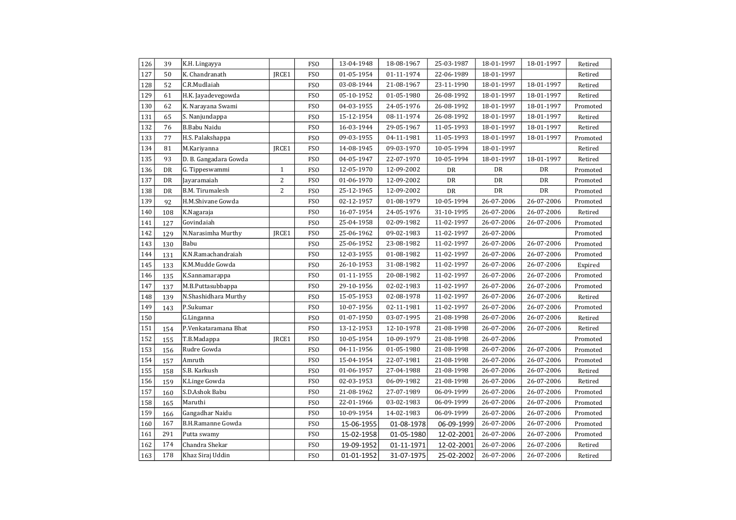| | | | | | | | | | | |
|---|---|---|---|---|---|---|---|---|---|---|
| 126 | 39 | K.H. Lingayya | | FSO | 13-04-1948 | 18-08-1967 | 25-03-1987 | 18-01-1997 | 18-01-1997 | Retired |
| 127 | 50 | K. Chandranath | JRCE1 | FSO | 01-05-1954 | 01-11-1974 | 22-06-1989 | 18-01-1997 | | Retired |
| 128 | 52 | C.R.Mudlaiah | | FSO | 03-08-1944 | 21-08-1967 | 23-11-1990 | 18-01-1997 | 18-01-1997 | Retired |
| 129 | 61 | H.K. Jayadevegowda | | FSO | 05-10-1952 | 01-05-1980 | 26-08-1992 | 18-01-1997 | 18-01-1997 | Retired |
| 130 | 62 | K. Narayana Swami | | FSO | 04-03-1955 | 24-05-1976 | 26-08-1992 | 18-01-1997 | 18-01-1997 | Promoted |
| 131 | 65 | S. Nanjundappa | | FSO | 15-12-1954 | 08-11-1974 | 26-08-1992 | 18-01-1997 | 18-01-1997 | Retired |
| 132 | 76 | B.Babu Naidu | | FSO | 16-03-1944 | 29-05-1967 | 11-05-1993 | 18-01-1997 | 18-01-1997 | Retired |
| 133 | 77 | H.S. Palakshappa | | FSO | 09-03-1955 | 04-11-1981 | 11-05-1993 | 18-01-1997 | 18-01-1997 | Promoted |
| 134 | 81 | M.Kariyanna | JRCE1 | FSO | 14-08-1945 | 09-03-1970 | 10-05-1994 | 18-01-1997 | | Retired |
| 135 | 93 | D. B. Gangadara Gowda | | FSO | 04-05-1947 | 22-07-1970 | 10-05-1994 | 18-01-1997 | 18-01-1997 | Retired |
| 136 | DR | G. Tippeswammi | 1 | FSO | 12-05-1970 | 12-09-2002 | DR | DR | DR | Promoted |
| 137 | DR | Jayaramaiah | 2 | FSO | 01-06-1970 | 12-09-2002 | DR | DR | DR | Promoted |
| 138 | DR | B.M. Tirumalesh | 2 | FSO | 25-12-1965 | 12-09-2002 | DR | DR | DR | Promoted |
| 139 | 92 | H.M.Shivane Gowda | | FSO | 02-12-1957 | 01-08-1979 | 10-05-1994 | 26-07-2006 | 26-07-2006 | Promoted |
| 140 | 108 | K.Nagaraja | | FSO | 16-07-1954 | 24-05-1976 | 31-10-1995 | 26-07-2006 | 26-07-2006 | Retired |
| 141 | 127 | Govindaiah | | FSO | 25-04-1958 | 02-09-1982 | 11-02-1997 | 26-07-2006 | 26-07-2006 | Promoted |
| 142 | 129 | N.Narasimha Murthy | JRCE1 | FSO | 25-06-1962 | 09-02-1983 | 11-02-1997 | 26-07-2006 | | Promoted |
| 143 | 130 | Babu | | FSO | 25-06-1952 | 23-08-1982 | 11-02-1997 | 26-07-2006 | 26-07-2006 | Promoted |
| 144 | 131 | K.N.Ramachandraiah | | FSO | 12-03-1955 | 01-08-1982 | 11-02-1997 | 26-07-2006 | 26-07-2006 | Promoted |
| 145 | 133 | K.M.Mudde Gowda | | FSO | 26-10-1953 | 31-08-1982 | 11-02-1997 | 26-07-2006 | 26-07-2006 | Expired |
| 146 | 135 | K.Sannamarappa | | FSO | 01-11-1955 | 20-08-1982 | 11-02-1997 | 26-07-2006 | 26-07-2006 | Promoted |
| 147 | 137 | M.B.Puttasubbappa | | FSO | 29-10-1956 | 02-02-1983 | 11-02-1997 | 26-07-2006 | 26-07-2006 | Promoted |
| 148 | 139 | N.Shashidhara Murthy | | FSO | 15-05-1953 | 02-08-1978 | 11-02-1997 | 26-07-2006 | 26-07-2006 | Retired |
| 149 | 143 | P.Sukumar | | FSO | 10-07-1956 | 02-11-1981 | 11-02-1997 | 26-07-2006 | 26-07-2006 | Promoted |
| 150 | | G.Linganna | | FSO | 01-07-1950 | 03-07-1995 | 21-08-1998 | 26-07-2006 | 26-07-2006 | Retired |
| 151 | 154 | P.Venkataramana Bhat | | FSO | 13-12-1953 | 12-10-1978 | 21-08-1998 | 26-07-2006 | 26-07-2006 | Retired |
| 152 | 155 | T.B.Madappa | JRCE1 | FSO | 10-05-1954 | 10-09-1979 | 21-08-1998 | 26-07-2006 | | Promoted |
| 153 | 156 | Rudre Gowda | | FSO | 04-11-1956 | 01-05-1980 | 21-08-1998 | 26-07-2006 | 26-07-2006 | Promoted |
| 154 | 157 | Amruth | | FSO | 15-04-1954 | 22-07-1981 | 21-08-1998 | 26-07-2006 | 26-07-2006 | Promoted |
| 155 | 158 | S.B. Karkush | | FSO | 01-06-1957 | 27-04-1988 | 21-08-1998 | 26-07-2006 | 26-07-2006 | Retired |
| 156 | 159 | K.Linge Gowda | | FSO | 02-03-1953 | 06-09-1982 | 21-08-1998 | 26-07-2006 | 26-07-2006 | Retired |
| 157 | 160 | S.D.Ashok Babu | | FSO | 21-08-1962 | 27-07-1989 | 06-09-1999 | 26-07-2006 | 26-07-2006 | Promoted |
| 158 | 165 | Maruthi | | FSO | 22-01-1966 | 03-02-1983 | 06-09-1999 | 26-07-2006 | 26-07-2006 | Promoted |
| 159 | 166 | Gangadhar Naidu | | FSO | 10-09-1954 | 14-02-1983 | 06-09-1999 | 26-07-2006 | 26-07-2006 | Promoted |
| 160 | 167 | B.H.Ramanne Gowda | | FSO | 15-06-1955 | 01-08-1978 | 06-09-1999 | 26-07-2006 | 26-07-2006 | Promoted |
| 161 | 291 | Putta swamy | | FSO | 15-02-1958 | 01-05-1980 | 12-02-2001 | 26-07-2006 | 26-07-2006 | Promoted |
| 162 | 174 | Chandra Shekar | | FSO | 19-09-1952 | 01-11-1971 | 12-02-2001 | 26-07-2006 | 26-07-2006 | Retired |
| 163 | 178 | Khaz Siraj Uddin | | FSO | 01-01-1952 | 31-07-1975 | 25-02-2002 | 26-07-2006 | 26-07-2006 | Retired |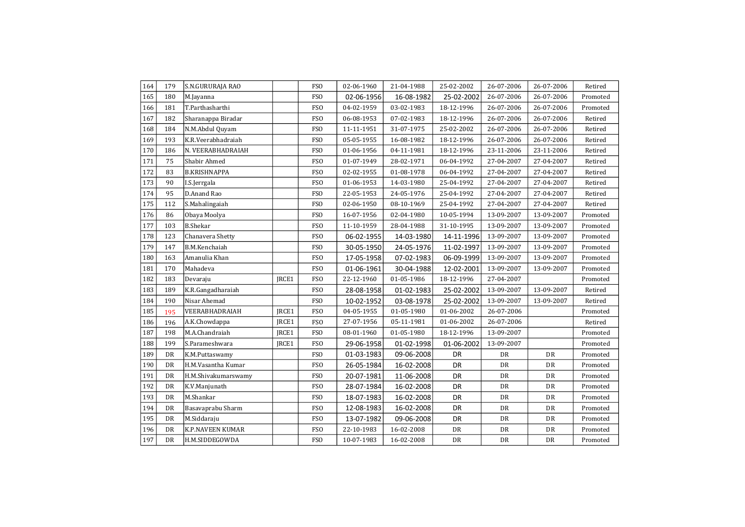| 164 | 179 | S.N.GURURAJA RAO | | FSO | 02-06-1960 | 21-04-1988 | 25-02-2002 | 26-07-2006 | 26-07-2006 | Retired |
|---|---|---|---|---|---|---|---|---|---|---|
| 165 | 180 | M.Jayanna | | FSO | 02-06-1956 | 16-08-1982 | 25-02-2002 | 26-07-2006 | 26-07-2006 | Promoted |
| 166 | 181 | T.Parthasharthi | | FSO | 04-02-1959 | 03-02-1983 | 18-12-1996 | 26-07-2006 | 26-07-2006 | Promoted |
| 167 | 182 | Sharanappa Biradar | | FSO | 06-08-1953 | 07-02-1983 | 18-12-1996 | 26-07-2006 | 26-07-2006 | Retired |
| 168 | 184 | N.M.Abdul Quyam | | FSO | 11-11-1951 | 31-07-1975 | 25-02-2002 | 26-07-2006 | 26-07-2006 | Retired |
| 169 | 193 | K.R.Veerabhadraiah | | FSO | 05-05-1955 | 16-08-1982 | 18-12-1996 | 26-07-2006 | 26-07-2006 | Retired |
| 170 | 186 | N. VEERABHADRAIAH | | FSO | 01-06-1956 | 04-11-1981 | 18-12-1996 | 23-11-2006 | 23-11-2006 | Retired |
| 171 | 75 | Shabir Ahmed | | FSO | 01-07-1949 | 28-02-1971 | 06-04-1992 | 27-04-2007 | 27-04-2007 | Retired |
| 172 | 83 | B.KRISHNAPPA | | FSO | 02-02-1955 | 01-08-1978 | 06-04-1992 | 27-04-2007 | 27-04-2007 | Retired |
| 173 | 90 | I.S.Jerrgala | | FSO | 01-06-1953 | 14-03-1980 | 25-04-1992 | 27-04-2007 | 27-04-2007 | Retired |
| 174 | 95 | D.Anand Rao | | FSO | 22-05-1953 | 24-05-1976 | 25-04-1992 | 27-04-2007 | 27-04-2007 | Retired |
| 175 | 112 | S.Mahalingaiah | | FSO | 02-06-1950 | 08-10-1969 | 25-04-1992 | 27-04-2007 | 27-04-2007 | Retired |
| 176 | 86 | Obaya Moolya | | FSO | 16-07-1956 | 02-04-1980 | 10-05-1994 | 13-09-2007 | 13-09-2007 | Promoted |
| 177 | 103 | B.Shekar | | FSO | 11-10-1959 | 28-04-1988 | 31-10-1995 | 13-09-2007 | 13-09-2007 | Promoted |
| 178 | 123 | Chanavera Shetty | | FSO | 06-02-1955 | 14-03-1980 | 14-11-1996 | 13-09-2007 | 13-09-2007 | Promoted |
| 179 | 147 | B.M.Kenchaiah | | FSO | 30-05-1950 | 24-05-1976 | 11-02-1997 | 13-09-2007 | 13-09-2007 | Promoted |
| 180 | 163 | Amanulia Khan | | FSO | 17-05-1958 | 07-02-1983 | 06-09-1999 | 13-09-2007 | 13-09-2007 | Promoted |
| 181 | 170 | Mahadeva | | FSO | 01-06-1961 | 30-04-1988 | 12-02-2001 | 13-09-2007 | 13-09-2007 | Promoted |
| 182 | 183 | Devaraju | JRCE1 | FSO | 22-12-1960 | 01-05-1986 | 18-12-1996 | 27-04-2007 | | Promoted |
| 183 | 189 | K.R.Gangadharaiah | | FSO | 28-08-1958 | 01-02-1983 | 25-02-2002 | 13-09-2007 | 13-09-2007 | Retired |
| 184 | 190 | Nisar Ahemad | | FSO | 10-02-1952 | 03-08-1978 | 25-02-2002 | 13-09-2007 | 13-09-2007 | Retired |
| 185 | 195 | VEERABHADRAIAH | JRCE1 | FSO | 04-05-1955 | 01-05-1980 | 01-06-2002 | 26-07-2006 | | Promoted |
| 186 | 196 | A.K.Chowdappa | JRCE1 | FSO | 27-07-1956 | 05-11-1981 | 01-06-2002 | 26-07-2006 | | Retired |
| 187 | 198 | M.A.Chandraiah | JRCE1 | FSO | 08-01-1960 | 01-05-1980 | 18-12-1996 | 13-09-2007 | | Promoted |
| 188 | 199 | S.Parameshwara | JRCE1 | FSO | 29-06-1958 | 01-02-1998 | 01-06-2002 | 13-09-2007 | | Promoted |
| 189 | DR | K.M.Puttaswamy | | FSO | 01-03-1983 | 09-06-2008 | DR | DR | DR | Promoted |
| 190 | DR | H.M.Vasantha Kumar | | FSO | 26-05-1984 | 16-02-2008 | DR | DR | DR | Promoted |
| 191 | DR | H.M.Shivakumarswamy | | FSO | 20-07-1981 | 11-06-2008 | DR | DR | DR | Promoted |
| 192 | DR | K.V.Manjunath | | FSO | 28-07-1984 | 16-02-2008 | DR | DR | DR | Promoted |
| 193 | DR | M.Shankar | | FSO | 18-07-1983 | 16-02-2008 | DR | DR | DR | Promoted |
| 194 | DR | Basavaprabu Sharm | | FSO | 12-08-1983 | 16-02-2008 | DR | DR | DR | Promoted |
| 195 | DR | M.Siddaraju | | FSO | 13-07-1982 | 09-06-2008 | DR | DR | DR | Promoted |
| 196 | DR | K.P.NAVEEN KUMAR | | FSO | 22-10-1983 | 16-02-2008 | DR | DR | DR | Promoted |
| 197 | DR | H.M.SIDDEGOWDA | | FSO | 10-07-1983 | 16-02-2008 | DR | DR | DR | Promoted |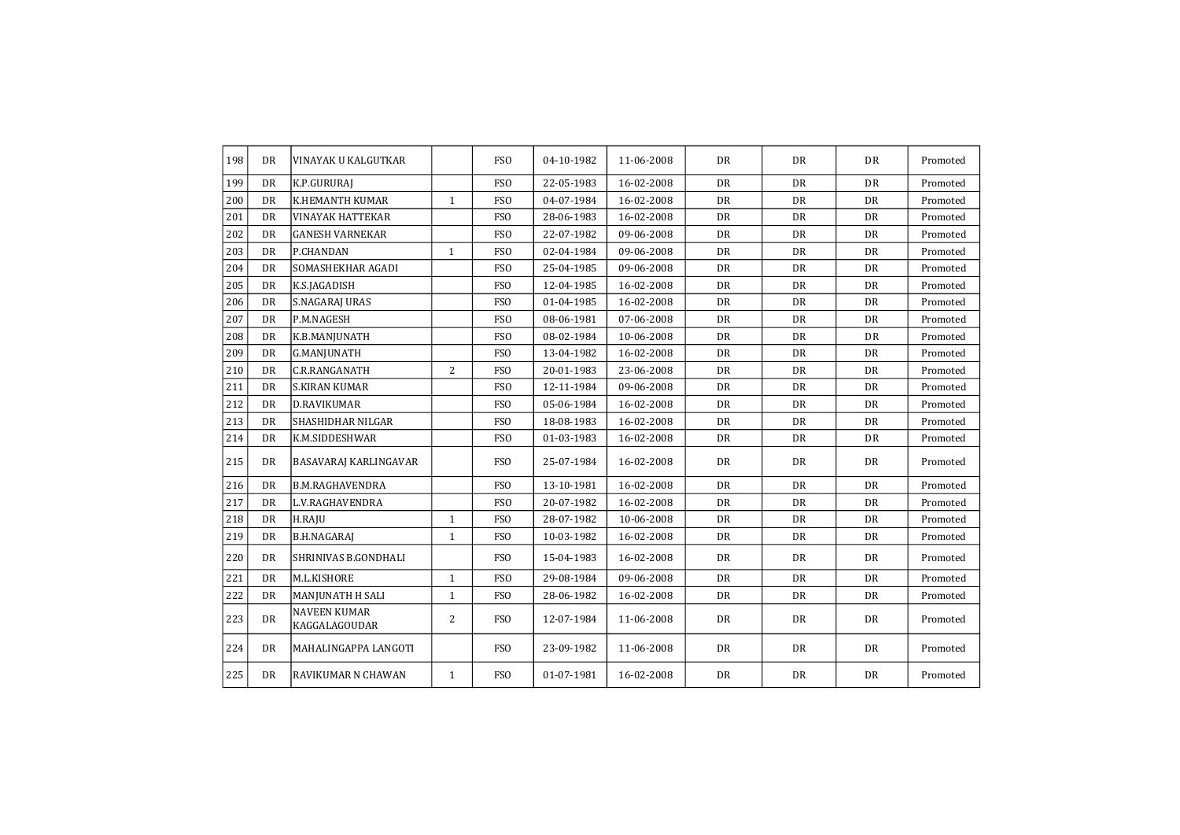| | | | | | | | | | | |
|---|---|---|---|---|---|---|---|---|---|---|
| 198 | DR | VINAYAK U KALGUTKAR | | FSO | 04-10-1982 | 11-06-2008 | DR | DR | DR | Promoted |
| 199 | DR | K.P.GURURAJ | | FSO | 22-05-1983 | 16-02-2008 | DR | DR | DR | Promoted |
| 200 | DR | K.HEMANTH KUMAR | 1 | FSO | 04-07-1984 | 16-02-2008 | DR | DR | DR | Promoted |
| 201 | DR | VINAYAK HATTEKAR | | FSO | 28-06-1983 | 16-02-2008 | DR | DR | DR | Promoted |
| 202 | DR | GANESH VARNEKAR | | FSO | 22-07-1982 | 09-06-2008 | DR | DR | DR | Promoted |
| 203 | DR | P.CHANDAN | 1 | FSO | 02-04-1984 | 09-06-2008 | DR | DR | DR | Promoted |
| 204 | DR | SOMASHEKHAR AGADI | | FSO | 25-04-1985 | 09-06-2008 | DR | DR | DR | Promoted |
| 205 | DR | K.S.JAGADISH | | FSO | 12-04-1985 | 16-02-2008 | DR | DR | DR | Promoted |
| 206 | DR | S.NAGARAJ URAS | | FSO | 01-04-1985 | 16-02-2008 | DR | DR | DR | Promoted |
| 207 | DR | P.M.NAGESH | | FSO | 08-06-1981 | 07-06-2008 | DR | DR | DR | Promoted |
| 208 | DR | K.B.MANJUNATH | | FSO | 08-02-1984 | 10-06-2008 | DR | DR | DR | Promoted |
| 209 | DR | G.MANJUNATH | | FSO | 13-04-1982 | 16-02-2008 | DR | DR | DR | Promoted |
| 210 | DR | C.R.RANGANATH | 2 | FSO | 20-01-1983 | 23-06-2008 | DR | DR | DR | Promoted |
| 211 | DR | S.KIRAN KUMAR | | FSO | 12-11-1984 | 09-06-2008 | DR | DR | DR | Promoted |
| 212 | DR | D.RAVIKUMAR | | FSO | 05-06-1984 | 16-02-2008 | DR | DR | DR | Promoted |
| 213 | DR | SHASHIDHAR NILGAR | | FSO | 18-08-1983 | 16-02-2008 | DR | DR | DR | Promoted |
| 214 | DR | K.M.SIDDESHWAR | | FSO | 01-03-1983 | 16-02-2008 | DR | DR | DR | Promoted |
| 215 | DR | BASAVARAJ KARLINGAVAR | | FSO | 25-07-1984 | 16-02-2008 | DR | DR | DR | Promoted |
| 216 | DR | B.M.RAGHAVENDRA | | FSO | 13-10-1981 | 16-02-2008 | DR | DR | DR | Promoted |
| 217 | DR | L.V.RAGHAVENDRA | | FSO | 20-07-1982 | 16-02-2008 | DR | DR | DR | Promoted |
| 218 | DR | H.RAJU | 1 | FSO | 28-07-1982 | 10-06-2008 | DR | DR | DR | Promoted |
| 219 | DR | B.H.NAGARAJ | 1 | FSO | 10-03-1982 | 16-02-2008 | DR | DR | DR | Promoted |
| 220 | DR | SHRINIVAS B.GONDHALI | | FSO | 15-04-1983 | 16-02-2008 | DR | DR | DR | Promoted |
| 221 | DR | M.L.KISHORE | 1 | FSO | 29-08-1984 | 09-06-2008 | DR | DR | DR | Promoted |
| 222 | DR | MANJUNATH H SALI | 1 | FSO | 28-06-1982 | 16-02-2008 | DR | DR | DR | Promoted |
| 223 | DR | NAVEEN KUMAR KAGGALAGOUDAR | 2 | FSO | 12-07-1984 | 11-06-2008 | DR | DR | DR | Promoted |
| 224 | DR | MAHALINGAPPA LANGOTI | | FSO | 23-09-1982 | 11-06-2008 | DR | DR | DR | Promoted |
| 225 | DR | RAVIKUMAR N CHAWAN | 1 | FSO | 01-07-1981 | 16-02-2008 | DR | DR | DR | Promoted |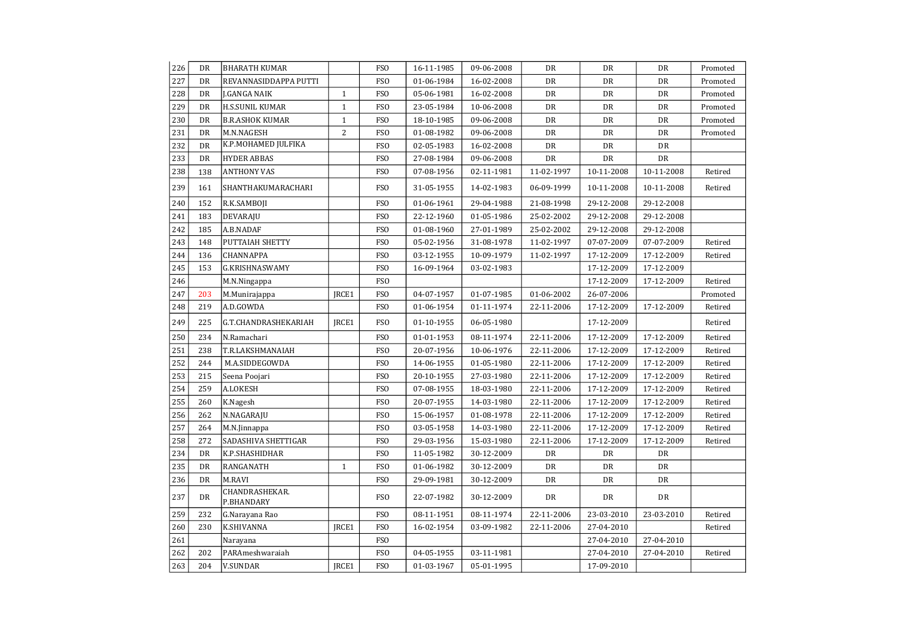|  |  |  |  |  |  |  |  |  |  |  |
|---|---|---|---|---|---|---|---|---|---|---|
| 226 | DR | BHARATH KUMAR |  | FSO | 16-11-1985 | 09-06-2008 | DR | DR | DR | Promoted |
| 227 | DR | REVANNASIDDAPPA PUTTI |  | FSO | 01-06-1984 | 16-02-2008 | DR | DR | DR | Promoted |
| 228 | DR | J.GANGA NAIK | 1 | FSO | 05-06-1981 | 16-02-2008 | DR | DR | DR | Promoted |
| 229 | DR | H.S.SUNIL KUMAR | 1 | FSO | 23-05-1984 | 10-06-2008 | DR | DR | DR | Promoted |
| 230 | DR | B.R.ASHOK KUMAR | 1 | FSO | 18-10-1985 | 09-06-2008 | DR | DR | DR | Promoted |
| 231 | DR | M.N.NAGESH | 2 | FSO | 01-08-1982 | 09-06-2008 | DR | DR | DR | Promoted |
| 232 | DR | K.P.MOHAMED JULFIKA |  | FSO | 02-05-1983 | 16-02-2008 | DR | DR | DR |  |
| 233 | DR | HYDER ABBAS |  | FSO | 27-08-1984 | 09-06-2008 | DR | DR | DR |  |
| 238 | 138 | ANTHONY VAS |  | FSO | 07-08-1956 | 02-11-1981 | 11-02-1997 | 10-11-2008 | 10-11-2008 | Retired |
| 239 | 161 | SHANTHAKUMARACHARI |  | FSO | 31-05-1955 | 14-02-1983 | 06-09-1999 | 10-11-2008 | 10-11-2008 | Retired |
| 240 | 152 | R.K.SAMBOJI |  | FSO | 01-06-1961 | 29-04-1988 | 21-08-1998 | 29-12-2008 | 29-12-2008 |  |
| 241 | 183 | DEVARAJU |  | FSO | 22-12-1960 | 01-05-1986 | 25-02-2002 | 29-12-2008 | 29-12-2008 |  |
| 242 | 185 | A.B.NADAF |  | FSO | 01-08-1960 | 27-01-1989 | 25-02-2002 | 29-12-2008 | 29-12-2008 |  |
| 243 | 148 | PUTTAIAH SHETTY |  | FSO | 05-02-1956 | 31-08-1978 | 11-02-1997 | 07-07-2009 | 07-07-2009 | Retired |
| 244 | 136 | CHANNAPPA |  | FSO | 03-12-1955 | 10-09-1979 | 11-02-1997 | 17-12-2009 | 17-12-2009 | Retired |
| 245 | 153 | G.KRISHNASWAMY |  | FSO | 16-09-1964 | 03-02-1983 |  | 17-12-2009 | 17-12-2009 |  |
| 246 |  | M.N.Ningappa |  | FSO |  |  |  | 17-12-2009 | 17-12-2009 | Retired |
| 247 | 203 | M.Munirajappa | JRCE1 | FSO | 04-07-1957 | 01-07-1985 | 01-06-2002 | 26-07-2006 |  | Promoted |
| 248 | 219 | A.D.GOWDA |  | FSO | 01-06-1954 | 01-11-1974 | 22-11-2006 | 17-12-2009 | 17-12-2009 | Retired |
| 249 | 225 | G.T.CHANDRASHEKARIAH | JRCE1 | FSO | 01-10-1955 | 06-05-1980 |  | 17-12-2009 |  | Retired |
| 250 | 234 | N.Ramachari |  | FSO | 01-01-1953 | 08-11-1974 | 22-11-2006 | 17-12-2009 | 17-12-2009 | Retired |
| 251 | 238 | T.R.LAKSHMANAIAH |  | FSO | 20-07-1956 | 10-06-1976 | 22-11-2006 | 17-12-2009 | 17-12-2009 | Retired |
| 252 | 244 | M.A.SIDDEGOWDA |  | FSO | 14-06-1955 | 01-05-1980 | 22-11-2006 | 17-12-2009 | 17-12-2009 | Retired |
| 253 | 215 | Seena Poojari |  | FSO | 20-10-1955 | 27-03-1980 | 22-11-2006 | 17-12-2009 | 17-12-2009 | Retired |
| 254 | 259 | A.LOKESH |  | FSO | 07-08-1955 | 18-03-1980 | 22-11-2006 | 17-12-2009 | 17-12-2009 | Retired |
| 255 | 260 | K.Nagesh |  | FSO | 20-07-1955 | 14-03-1980 | 22-11-2006 | 17-12-2009 | 17-12-2009 | Retired |
| 256 | 262 | N.NAGARAJU |  | FSO | 15-06-1957 | 01-08-1978 | 22-11-2006 | 17-12-2009 | 17-12-2009 | Retired |
| 257 | 264 | M.N.Jinnappa |  | FSO | 03-05-1958 | 14-03-1980 | 22-11-2006 | 17-12-2009 | 17-12-2009 | Retired |
| 258 | 272 | SADASHIVA SHETTIGAR |  | FSO | 29-03-1956 | 15-03-1980 | 22-11-2006 | 17-12-2009 | 17-12-2009 | Retired |
| 234 | DR | K.P.SHASHIDHAR |  | FSO | 11-05-1982 | 30-12-2009 | DR | DR | DR |  |
| 235 | DR | RANGANATH | 1 | FSO | 01-06-1982 | 30-12-2009 | DR | DR | DR |  |
| 236 | DR | M.RAVI |  | FSO | 29-09-1981 | 30-12-2009 | DR | DR | DR |  |
| 237 | DR | CHANDRASHEKAR. P.BHANDARY |  | FSO | 22-07-1982 | 30-12-2009 | DR | DR | DR |  |
| 259 | 232 | G.Narayana Rao |  | FSO | 08-11-1951 | 08-11-1974 | 22-11-2006 | 23-03-2010 | 23-03-2010 | Retired |
| 260 | 230 | K.SHIVANNA | JRCE1 | FSO | 16-02-1954 | 03-09-1982 | 22-11-2006 | 27-04-2010 |  | Retired |
| 261 |  | Narayana |  | FSO |  |  |  | 27-04-2010 | 27-04-2010 |  |
| 262 | 202 | PARAmeshwaraiah |  | FSO | 04-05-1955 | 03-11-1981 |  | 27-04-2010 | 27-04-2010 | Retired |
| 263 | 204 | V.SUNDAR | JRCE1 | FSO | 01-03-1967 | 05-01-1995 |  | 17-09-2010 |  |  |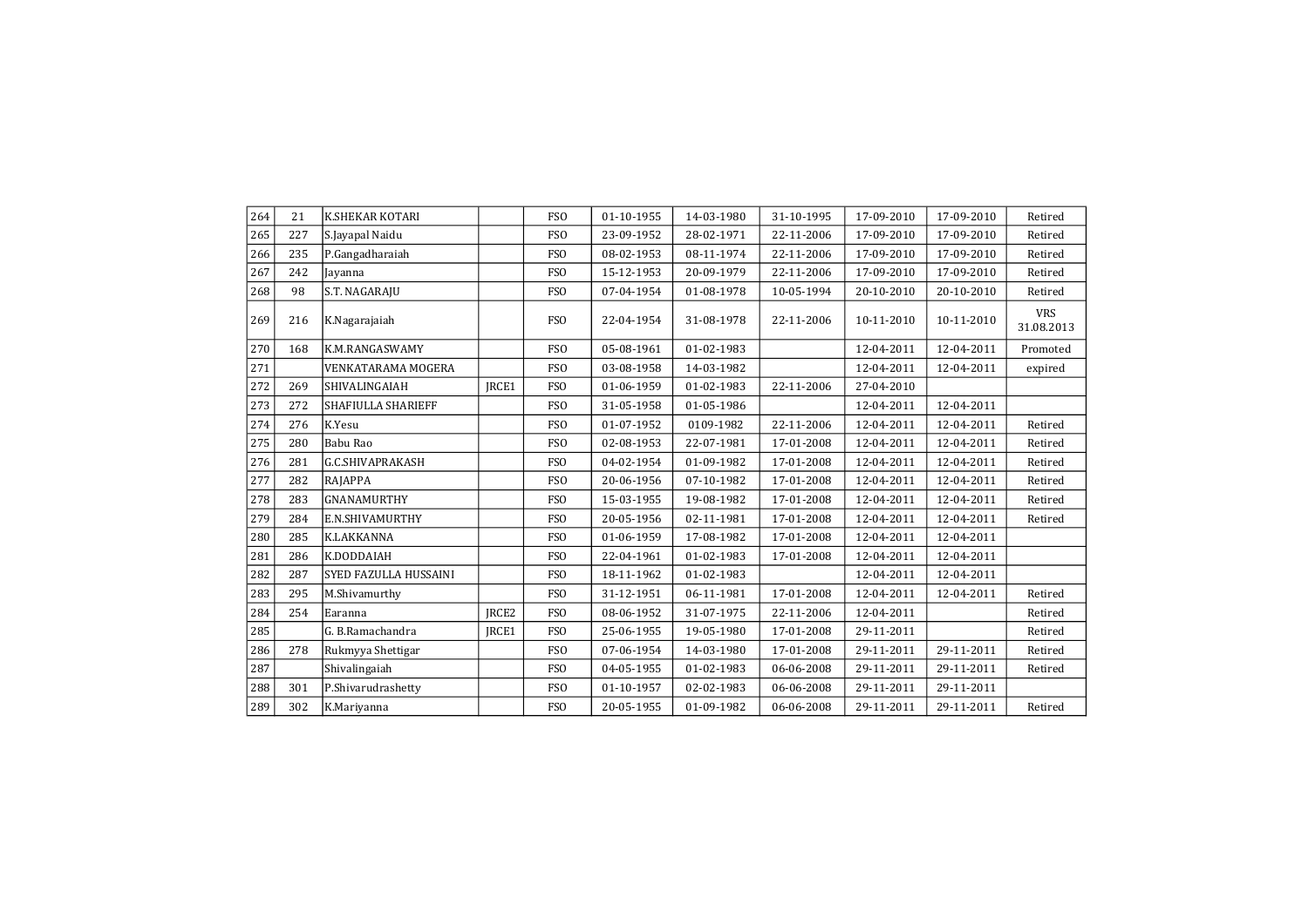| | | | | | | | | | | |
|---|---|---|---|---|---|---|---|---|---|---|
| 264 | 21 | K.SHEKAR KOTARI | | FSO | 01-10-1955 | 14-03-1980 | 31-10-1995 | 17-09-2010 | 17-09-2010 | Retired |
| 265 | 227 | S.Jayapal Naidu | | FSO | 23-09-1952 | 28-02-1971 | 22-11-2006 | 17-09-2010 | 17-09-2010 | Retired |
| 266 | 235 | P.Gangadharaiah | | FSO | 08-02-1953 | 08-11-1974 | 22-11-2006 | 17-09-2010 | 17-09-2010 | Retired |
| 267 | 242 | Jayanna | | FSO | 15-12-1953 | 20-09-1979 | 22-11-2006 | 17-09-2010 | 17-09-2010 | Retired |
| 268 | 98 | S.T. NAGARAJU | | FSO | 07-04-1954 | 01-08-1978 | 10-05-1994 | 20-10-2010 | 20-10-2010 | Retired |
| 269 | 216 | K.Nagarajaiah | | FSO | 22-04-1954 | 31-08-1978 | 22-11-2006 | 10-11-2010 | 10-11-2010 | VRS 31.08.2013 |
| 270 | 168 | K.M.RANGASWAMY | | FSO | 05-08-1961 | 01-02-1983 | | 12-04-2011 | 12-04-2011 | Promoted |
| 271 | | VENKATARAMA MOGERA | | FSO | 03-08-1958 | 14-03-1982 | | 12-04-2011 | 12-04-2011 | expired |
| 272 | 269 | SHIVALINGAIAH | JRCE1 | FSO | 01-06-1959 | 01-02-1983 | 22-11-2006 | 27-04-2010 | | |
| 273 | 272 | SHAFIULLA SHARIEFF | | FSO | 31-05-1958 | 01-05-1986 | | 12-04-2011 | 12-04-2011 | |
| 274 | 276 | K.Yesu | | FSO | 01-07-1952 | 0109-1982 | 22-11-2006 | 12-04-2011 | 12-04-2011 | Retired |
| 275 | 280 | Babu Rao | | FSO | 02-08-1953 | 22-07-1981 | 17-01-2008 | 12-04-2011 | 12-04-2011 | Retired |
| 276 | 281 | G.C.SHIVAPRAKASH | | FSO | 04-02-1954 | 01-09-1982 | 17-01-2008 | 12-04-2011 | 12-04-2011 | Retired |
| 277 | 282 | RAJAPPA | | FSO | 20-06-1956 | 07-10-1982 | 17-01-2008 | 12-04-2011 | 12-04-2011 | Retired |
| 278 | 283 | GNANAMURTHY | | FSO | 15-03-1955 | 19-08-1982 | 17-01-2008 | 12-04-2011 | 12-04-2011 | Retired |
| 279 | 284 | E.N.SHIVAMURTHY | | FSO | 20-05-1956 | 02-11-1981 | 17-01-2008 | 12-04-2011 | 12-04-2011 | Retired |
| 280 | 285 | K.LAKKANNA | | FSO | 01-06-1959 | 17-08-1982 | 17-01-2008 | 12-04-2011 | 12-04-2011 | |
| 281 | 286 | K.DODDAIAH | | FSO | 22-04-1961 | 01-02-1983 | 17-01-2008 | 12-04-2011 | 12-04-2011 | |
| 282 | 287 | SYED FAZULLA HUSSAINI | | FSO | 18-11-1962 | 01-02-1983 | | 12-04-2011 | 12-04-2011 | |
| 283 | 295 | M.Shivamurthy | | FSO | 31-12-1951 | 06-11-1981 | 17-01-2008 | 12-04-2011 | 12-04-2011 | Retired |
| 284 | 254 | Earanna | JRCE2 | FSO | 08-06-1952 | 31-07-1975 | 22-11-2006 | 12-04-2011 | | Retired |
| 285 | | G. B.Ramachandra | JRCE1 | FSO | 25-06-1955 | 19-05-1980 | 17-01-2008 | 29-11-2011 | | Retired |
| 286 | 278 | Rukmyya Shettigar | | FSO | 07-06-1954 | 14-03-1980 | 17-01-2008 | 29-11-2011 | 29-11-2011 | Retired |
| 287 | | Shivalingaiah | | FSO | 04-05-1955 | 01-02-1983 | 06-06-2008 | 29-11-2011 | 29-11-2011 | Retired |
| 288 | 301 | P.Shivarudrashetty | | FSO | 01-10-1957 | 02-02-1983 | 06-06-2008 | 29-11-2011 | 29-11-2011 | |
| 289 | 302 | K.Mariyanna | | FSO | 20-05-1955 | 01-09-1982 | 06-06-2008 | 29-11-2011 | 29-11-2011 | Retired |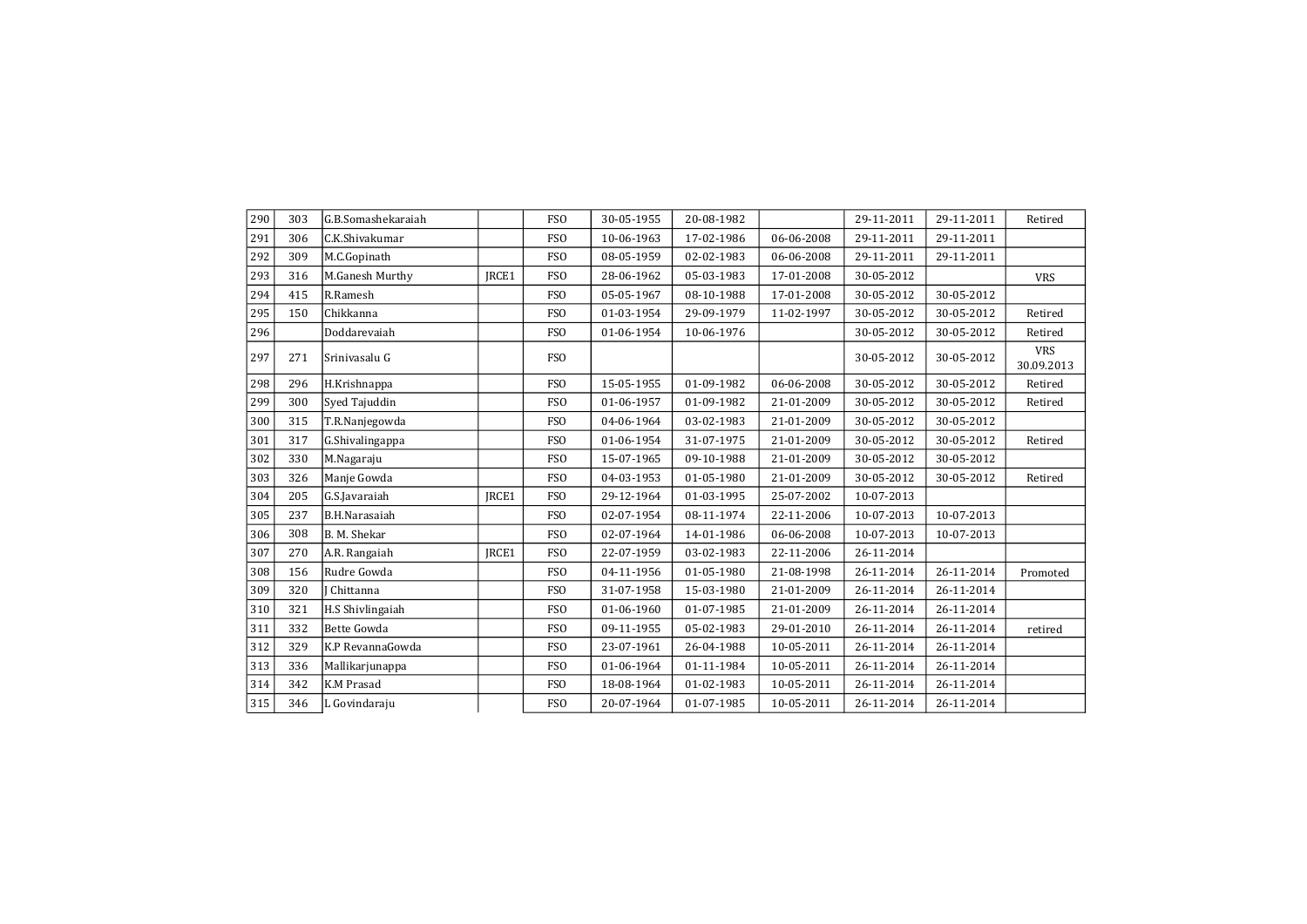| | | | | | | | | | | |
|---|---|---|---|---|---|---|---|---|---|---|
| 290 | 303 | G.B.Somashekaraiah | | FSO | 30-05-1955 | 20-08-1982 | | 29-11-2011 | 29-11-2011 | Retired |
| 291 | 306 | C.K.Shivakumar | | FSO | 10-06-1963 | 17-02-1986 | 06-06-2008 | 29-11-2011 | 29-11-2011 | |
| 292 | 309 | M.C.Gopinath | | FSO | 08-05-1959 | 02-02-1983 | 06-06-2008 | 29-11-2011 | 29-11-2011 | |
| 293 | 316 | M.Ganesh Murthy | JRCE1 | FSO | 28-06-1962 | 05-03-1983 | 17-01-2008 | 30-05-2012 | | VRS |
| 294 | 415 | R.Ramesh | | FSO | 05-05-1967 | 08-10-1988 | 17-01-2008 | 30-05-2012 | 30-05-2012 | |
| 295 | 150 | Chikkanna | | FSO | 01-03-1954 | 29-09-1979 | 11-02-1997 | 30-05-2012 | 30-05-2012 | Retired |
| 296 | | Doddarevaiah | | FSO | 01-06-1954 | 10-06-1976 | | 30-05-2012 | 30-05-2012 | Retired |
| 297 | 271 | Srinivasalu G | | FSO | | | | 30-05-2012 | 30-05-2012 | VRS 30.09.2013 |
| 298 | 296 | H.Krishnappa | | FSO | 15-05-1955 | 01-09-1982 | 06-06-2008 | 30-05-2012 | 30-05-2012 | Retired |
| 299 | 300 | Syed Tajuddin | | FSO | 01-06-1957 | 01-09-1982 | 21-01-2009 | 30-05-2012 | 30-05-2012 | Retired |
| 300 | 315 | T.R.Nanjegowda | | FSO | 04-06-1964 | 03-02-1983 | 21-01-2009 | 30-05-2012 | 30-05-2012 | |
| 301 | 317 | G.Shivalingappa | | FSO | 01-06-1954 | 31-07-1975 | 21-01-2009 | 30-05-2012 | 30-05-2012 | Retired |
| 302 | 330 | M.Nagaraju | | FSO | 15-07-1965 | 09-10-1988 | 21-01-2009 | 30-05-2012 | 30-05-2012 | |
| 303 | 326 | Manje Gowda | | FSO | 04-03-1953 | 01-05-1980 | 21-01-2009 | 30-05-2012 | 30-05-2012 | Retired |
| 304 | 205 | G.S.Javaraiah | JRCE1 | FSO | 29-12-1964 | 01-03-1995 | 25-07-2002 | 10-07-2013 | | |
| 305 | 237 | B.H.Narasaiah | | FSO | 02-07-1954 | 08-11-1974 | 22-11-2006 | 10-07-2013 | 10-07-2013 | |
| 306 | 308 | B. M. Shekar | | FSO | 02-07-1964 | 14-01-1986 | 06-06-2008 | 10-07-2013 | 10-07-2013 | |
| 307 | 270 | A.R. Rangaiah | JRCE1 | FSO | 22-07-1959 | 03-02-1983 | 22-11-2006 | 26-11-2014 | | |
| 308 | 156 | Rudre Gowda | | FSO | 04-11-1956 | 01-05-1980 | 21-08-1998 | 26-11-2014 | 26-11-2014 | Promoted |
| 309 | 320 | J Chittanna | | FSO | 31-07-1958 | 15-03-1980 | 21-01-2009 | 26-11-2014 | 26-11-2014 | |
| 310 | 321 | H.S Shivlingaiah | | FSO | 01-06-1960 | 01-07-1985 | 21-01-2009 | 26-11-2014 | 26-11-2014 | |
| 311 | 332 | Bette Gowda | | FSO | 09-11-1955 | 05-02-1983 | 29-01-2010 | 26-11-2014 | 26-11-2014 | retired |
| 312 | 329 | K.P RevannaGowda | | FSO | 23-07-1961 | 26-04-1988 | 10-05-2011 | 26-11-2014 | 26-11-2014 | |
| 313 | 336 | Mallikarjunappa | | FSO | 01-06-1964 | 01-11-1984 | 10-05-2011 | 26-11-2014 | 26-11-2014 | |
| 314 | 342 | K.M Prasad | | FSO | 18-08-1964 | 01-02-1983 | 10-05-2011 | 26-11-2014 | 26-11-2014 | |
| 315 | 346 | L Govindaraju | | FSO | 20-07-1964 | 01-07-1985 | 10-05-2011 | 26-11-2014 | 26-11-2014 | |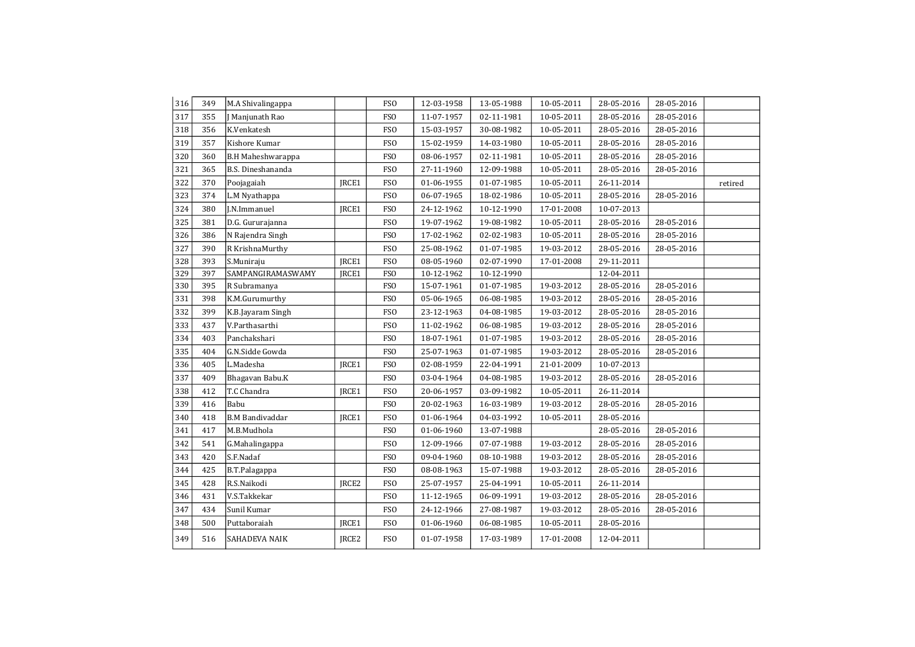| | | | | | | | | | | |
|---|---|---|---|---|---|---|---|---|---|---|
| 316 | 349 | M.A Shivalingappa | | FSO | 12-03-1958 | 13-05-1988 | 10-05-2011 | 28-05-2016 | 28-05-2016 | |
| 317 | 355 | J Manjunath Rao | | FSO | 11-07-1957 | 02-11-1981 | 10-05-2011 | 28-05-2016 | 28-05-2016 | |
| 318 | 356 | K.Venkatesh | | FSO | 15-03-1957 | 30-08-1982 | 10-05-2011 | 28-05-2016 | 28-05-2016 | |
| 319 | 357 | Kishore Kumar | | FSO | 15-02-1959 | 14-03-1980 | 10-05-2011 | 28-05-2016 | 28-05-2016 | |
| 320 | 360 | B.H Maheshwarappa | | FSO | 08-06-1957 | 02-11-1981 | 10-05-2011 | 28-05-2016 | 28-05-2016 | |
| 321 | 365 | B.S. Dineshananda | | FSO | 27-11-1960 | 12-09-1988 | 10-05-2011 | 28-05-2016 | 28-05-2016 | |
| 322 | 370 | Poojagaiah | JRCE1 | FSO | 01-06-1955 | 01-07-1985 | 10-05-2011 | 26-11-2014 | | retired |
| 323 | 374 | L.M Nyathappa | | FSO | 06-07-1965 | 18-02-1986 | 10-05-2011 | 28-05-2016 | 28-05-2016 | |
| 324 | 380 | J.N.Immanuel | JRCE1 | FSO | 24-12-1962 | 10-12-1990 | 17-01-2008 | 10-07-2013 | | |
| 325 | 381 | D.G. Gururajanna | | FSO | 19-07-1962 | 19-08-1982 | 10-05-2011 | 28-05-2016 | 28-05-2016 | |
| 326 | 386 | N Rajendra Singh | | FSO | 17-02-1962 | 02-02-1983 | 10-05-2011 | 28-05-2016 | 28-05-2016 | |
| 327 | 390 | R KrishnaMurthy | | FSO | 25-08-1962 | 01-07-1985 | 19-03-2012 | 28-05-2016 | 28-05-2016 | |
| 328 | 393 | S.Muniraju | JRCE1 | FSO | 08-05-1960 | 02-07-1990 | 17-01-2008 | 29-11-2011 | | |
| 329 | 397 | SAMPANGIRAMASWAMY | JRCE1 | FSO | 10-12-1962 | 10-12-1990 | | 12-04-2011 | | |
| 330 | 395 | R Subramanya | | FSO | 15-07-1961 | 01-07-1985 | 19-03-2012 | 28-05-2016 | 28-05-2016 | |
| 331 | 398 | K.M.Gurumurthy | | FSO | 05-06-1965 | 06-08-1985 | 19-03-2012 | 28-05-2016 | 28-05-2016 | |
| 332 | 399 | K.B.Jayaram Singh | | FSO | 23-12-1963 | 04-08-1985 | 19-03-2012 | 28-05-2016 | 28-05-2016 | |
| 333 | 437 | V.Parthasarthi | | FSO | 11-02-1962 | 06-08-1985 | 19-03-2012 | 28-05-2016 | 28-05-2016 | |
| 334 | 403 | Panchakshari | | FSO | 18-07-1961 | 01-07-1985 | 19-03-2012 | 28-05-2016 | 28-05-2016 | |
| 335 | 404 | G.N.Sidde Gowda | | FSO | 25-07-1963 | 01-07-1985 | 19-03-2012 | 28-05-2016 | 28-05-2016 | |
| 336 | 405 | L.Madesha | JRCE1 | FSO | 02-08-1959 | 22-04-1991 | 21-01-2009 | 10-07-2013 | | |
| 337 | 409 | Bhagavan Babu.K | | FSO | 03-04-1964 | 04-08-1985 | 19-03-2012 | 28-05-2016 | 28-05-2016 | |
| 338 | 412 | T.C Chandra | JRCE1 | FSO | 20-06-1957 | 03-09-1982 | 10-05-2011 | 26-11-2014 | | |
| 339 | 416 | Babu | | FSO | 20-02-1963 | 16-03-1989 | 19-03-2012 | 28-05-2016 | 28-05-2016 | |
| 340 | 418 | B.M Bandivaddar | JRCE1 | FSO | 01-06-1964 | 04-03-1992 | 10-05-2011 | 28-05-2016 | | |
| 341 | 417 | M.B.Mudhola | | FSO | 01-06-1960 | 13-07-1988 | | 28-05-2016 | 28-05-2016 | |
| 342 | 541 | G.Mahalingappa | | FSO | 12-09-1966 | 07-07-1988 | 19-03-2012 | 28-05-2016 | 28-05-2016 | |
| 343 | 420 | S.F.Nadaf | | FSO | 09-04-1960 | 08-10-1988 | 19-03-2012 | 28-05-2016 | 28-05-2016 | |
| 344 | 425 | B.T.Palagappa | | FSO | 08-08-1963 | 15-07-1988 | 19-03-2012 | 28-05-2016 | 28-05-2016 | |
| 345 | 428 | R.S.Naikodi | JRCE2 | FSO | 25-07-1957 | 25-04-1991 | 10-05-2011 | 26-11-2014 | | |
| 346 | 431 | V.S.Takkekar | | FSO | 11-12-1965 | 06-09-1991 | 19-03-2012 | 28-05-2016 | 28-05-2016 | |
| 347 | 434 | Sunil Kumar | | FSO | 24-12-1966 | 27-08-1987 | 19-03-2012 | 28-05-2016 | 28-05-2016 | |
| 348 | 500 | Puttaboraiah | JRCE1 | FSO | 01-06-1960 | 06-08-1985 | 10-05-2011 | 28-05-2016 | | |
| 349 | 516 | SAHADEVA NAIK | JRCE2 | FSO | 01-07-1958 | 17-03-1989 | 17-01-2008 | 12-04-2011 | | |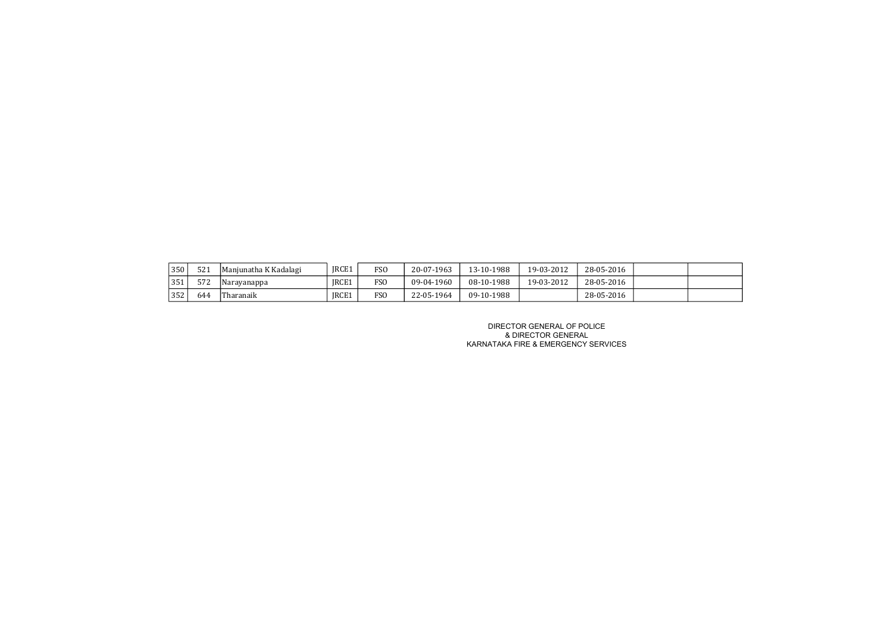| | | | | | | | | | | |
|---|---|---|---|---|---|---|---|---|---|---|
| 350 | 521 | Manjunatha K Kadalagi | JRCE1 | FSO | 20-07-1963 | 13-10-1988 | 19-03-2012 | 28-05-2016 | | |
| 351 | 572 | Narayanappa | JRCE1 | FSO | 09-04-1960 | 08-10-1988 | 19-03-2012 | 28-05-2016 | | |
| 352 | 644 | Tharanaik | JRCE1 | FSO | 22-05-1964 | 09-10-1988 | | 28-05-2016 | | |

DIRECTOR GENERAL OF POLICE
& DIRECTOR GENERAL
KARNATAKA FIRE & EMERGENCY SERVICES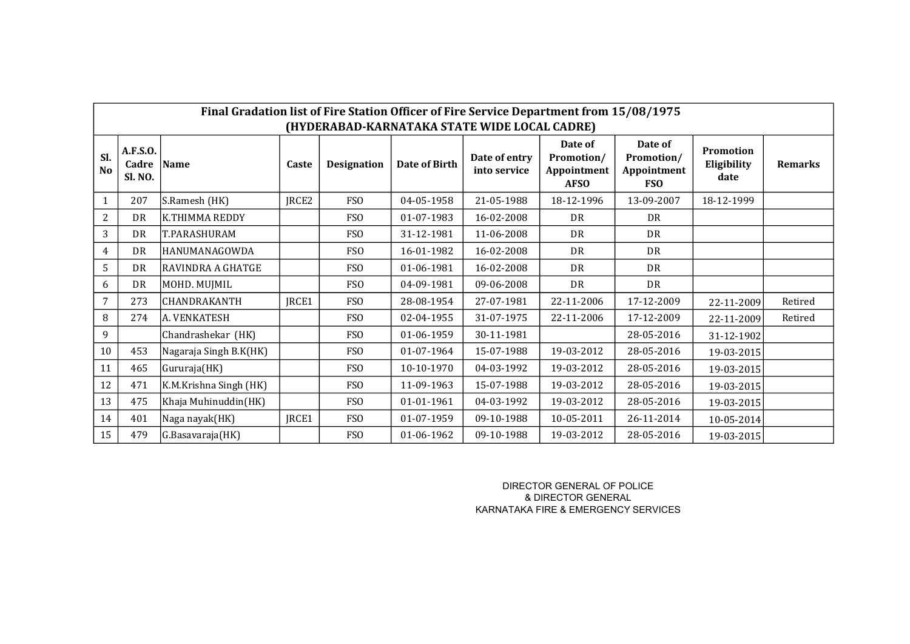| Final Gradation list of Fire Station Officer of Fire Service Department from 15/08/1975 (HYDERABAD-KARNATAKA STATE WIDE LOCAL CADRE) | | | | | | | | | | |
|---|---|---|---|---|---|---|---|---|---|---|
| Sl. No | A.F.S.O. Cadre Sl. NO. | Name | Caste | Designation | Date of Birth | Date of entry into service | Date of Promotion/ Appointment AFSO | Date of Promotion/ Appointment FSO | Promotion Eligibility date | Remarks |
| 1 | 207 | S.Ramesh (HK) | JRCE2 | FSO | 04-05-1958 | 21-05-1988 | 18-12-1996 | 13-09-2007 | 18-12-1999 | |
| 2 | DR | K.THIMMA REDDY | | FSO | 01-07-1983 | 16-02-2008 | DR | DR | | |
| 3 | DR | T.PARASHURAM | | FSO | 31-12-1981 | 11-06-2008 | DR | DR | | |
| 4 | DR | HANUMANAGOWDA | | FSO | 16-01-1982 | 16-02-2008 | DR | DR | | |
| 5 | DR | RAVINDRA A GHATGE | | FSO | 01-06-1981 | 16-02-2008 | DR | DR | | |
| 6 | DR | MOHD. MUJMIL | | FSO | 04-09-1981 | 09-06-2008 | DR | DR | | |
| 7 | 273 | CHANDRAKANTH | JRCE1 | FSO | 28-08-1954 | 27-07-1981 | 22-11-2006 | 17-12-2009 | 22-11-2009 | Retired |
| 8 | 274 | A. VENKATESH | | FSO | 02-04-1955 | 31-07-1975 | 22-11-2006 | 17-12-2009 | 22-11-2009 | Retired |
| 9 | | Chandrashekar (HK) | | FSO | 01-06-1959 | 30-11-1981 | | 28-05-2016 | 31-12-1902 | |
| 10 | 453 | Nagaraja Singh B.K(HK) | | FSO | 01-07-1964 | 15-07-1988 | 19-03-2012 | 28-05-2016 | 19-03-2015 | |
| 11 | 465 | Gururaja(HK) | | FSO | 10-10-1970 | 04-03-1992 | 19-03-2012 | 28-05-2016 | 19-03-2015 | |
| 12 | 471 | K.M.Krishna Singh (HK) | | FSO | 11-09-1963 | 15-07-1988 | 19-03-2012 | 28-05-2016 | 19-03-2015 | |
| 13 | 475 | Khaja Muhinuddin(HK) | | FSO | 01-01-1961 | 04-03-1992 | 19-03-2012 | 28-05-2016 | 19-03-2015 | |
| 14 | 401 | Naga nayak(HK) | JRCE1 | FSO | 01-07-1959 | 09-10-1988 | 10-05-2011 | 26-11-2014 | 10-05-2014 | |
| 15 | 479 | G.Basavaraja(HK) | | FSO | 01-06-1962 | 09-10-1988 | 19-03-2012 | 28-05-2016 | 19-03-2015 | |

DIRECTOR GENERAL OF POLICE
& DIRECTOR GENERAL
KARNATAKA FIRE & EMERGENCY SERVICES